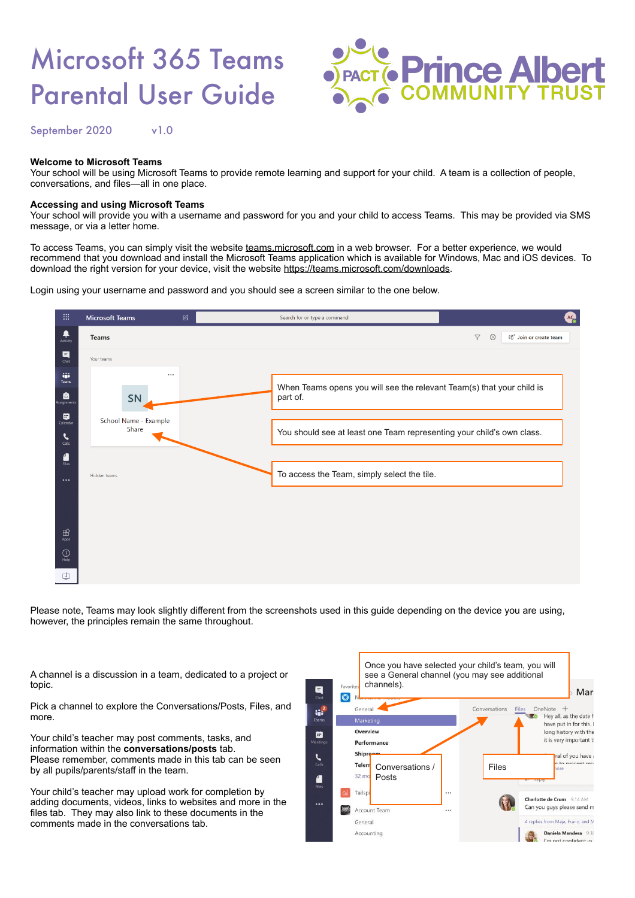# Microsoft 365 Teams Parental User Guide

Prince Albert COMMUNITY TRUST

September 2020 v1.0

**Welcome to Microsoft Teams**
Your school will be using Microsoft Teams to provide remote learning and support for your child. A team is a collection of people, conversations, and files—all in one place.

**Accessing and using Microsoft Teams**
Your school will provide you with a username and password for you and your child to access Teams. This may be provided via SMS message, or via a letter home.

To access Teams, you can simply visit the website teams.microsoft.com in a web browser. For a better experience, we would recommend that you download and install the Microsoft Teams application which is available for Windows, Mac and iOS devices. To download the right version for your device, visit the website https://teams.microsoft.com/downloads.

Login using your username and password and you should see a screen similar to the one below.

When Teams opens you will see the relevant Team(s) that your child is part of.

You should see at least one Team representing your child's own class.

To access the Team, simply select the tile.

Please note, Teams may look slightly different from the screenshots used in this guide depending on the device you are using, however, the principles remain the same throughout.

A channel is a discussion in a team, dedicated to a project or topic.

Pick a channel to explore the Conversations/Posts, Files, and more.

Your child's teacher may post comments, tasks, and information within the **conversations/posts** tab.
Please remember, comments made in this tab can be seen by all pupils/parents/staff in the team.

Your child's teacher may upload work for completion by adding documents, videos, links to websites and more in the files tab. They may also link to these documents in the comments made in the conversations tab.

Once you have selected your child's team, you will see a General channel (you may see additional channels).

Conversations / Posts

Files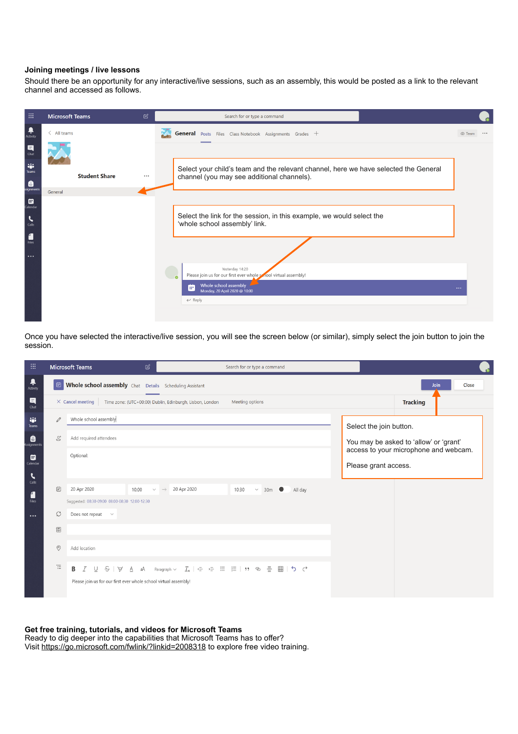## Joining meetings / live lessons

Should there be an opportunity for any interactive/live sessions, such as an assembly, this would be posted as a link to the relevant channel and accessed as follows.

Select your child's team and the relevant channel, here we have selected the General channel (you may see additional channels).

Select the link for the session, in this example, we would select the 'whole school assembly' link.

Once you have selected the interactive/live session, you will see the screen below (or similar), simply select the join button to join the session.

Select the join button.

You may be asked to 'allow' or 'grant' access to your microphone and webcam.

Please grant access.

## Get free training, tutorials, and videos for Microsoft Teams

Ready to dig deeper into the capabilities that Microsoft Teams has to offer?
Visit https://go.microsoft.com/fwlink/?linkid=2008318 to explore free video training.